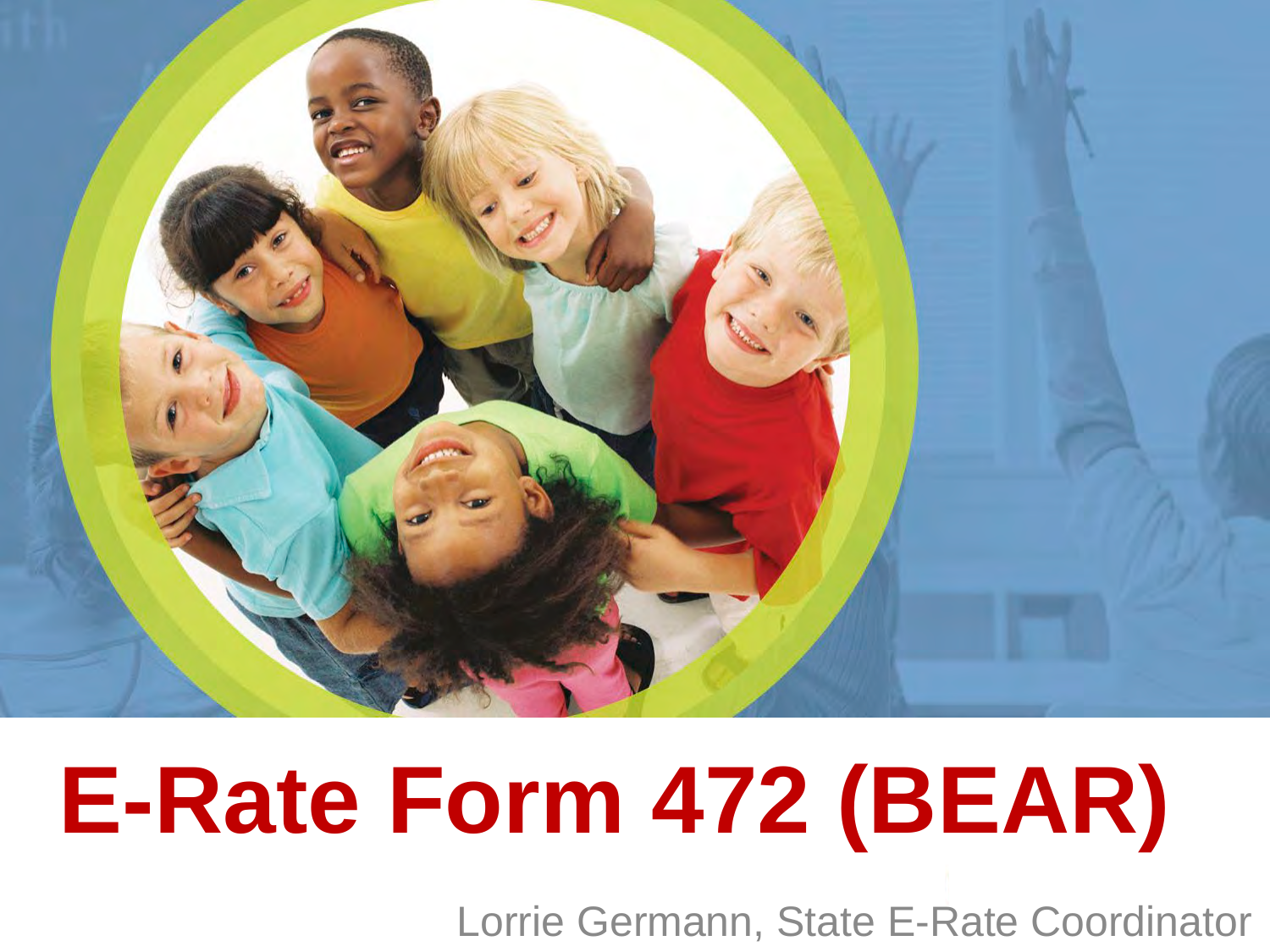# E-Rate Form 472 (BEAR)

Lorrie Germann, State E-Rate Coordinator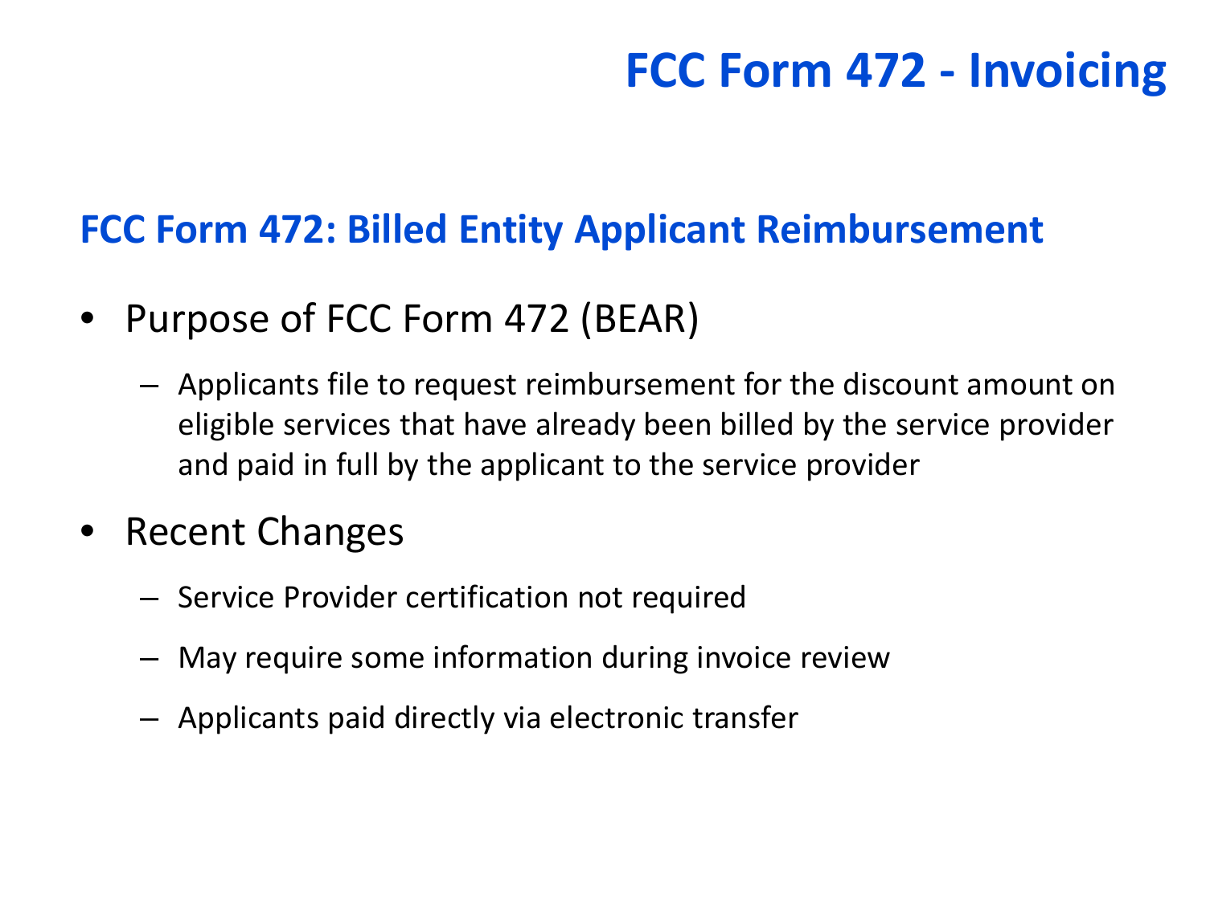# FCC Form 472 - Invoicing

## FCC Form 472: Billed Entity Applicant Reimbursement

- Purpose of FCC Form 472 (BEAR)
  - Applicants file to request reimbursement for the discount amount on eligible services that have already been billed by the service provider and paid in full by the applicant to the service provider
- Recent Changes
  - Service Provider certification not required
  - May require some information during invoice review
  - Applicants paid directly via electronic transfer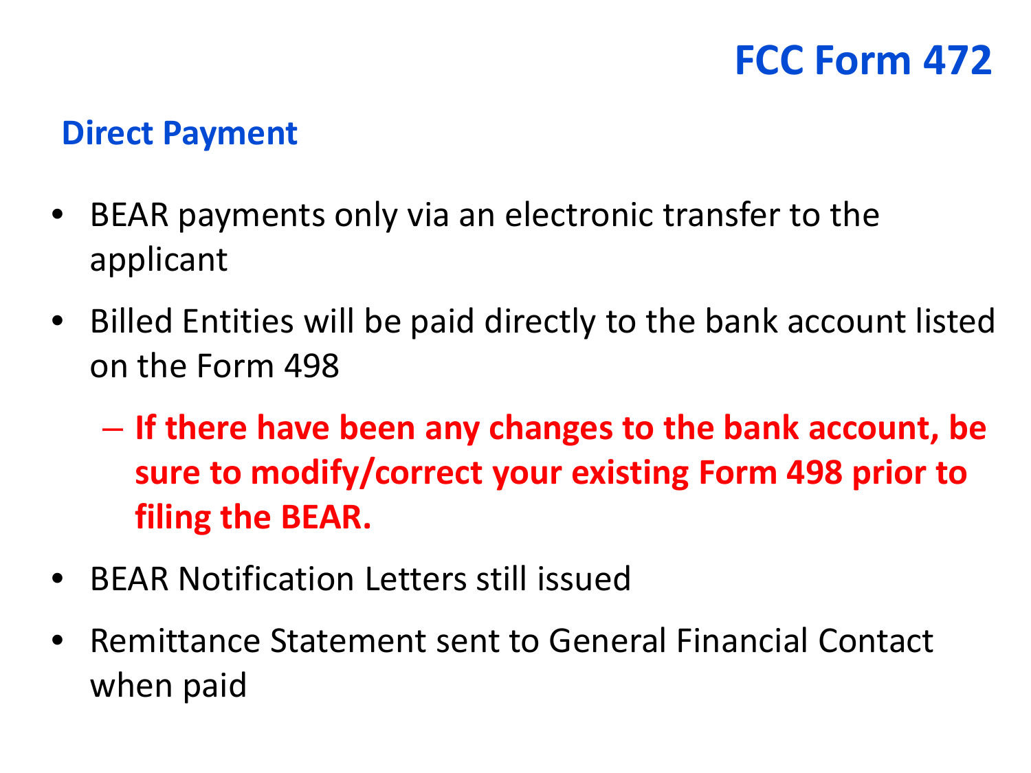# FCC Form 472

## Direct Payment

- BEAR payments only via an electronic transfer to the applicant
- Billed Entities will be paid directly to the bank account listed on the Form 498
  - **If there have been any changes to the bank account, be sure to modify/correct your existing Form 498 prior to filing the BEAR.**
- BEAR Notification Letters still issued
- Remittance Statement sent to General Financial Contact when paid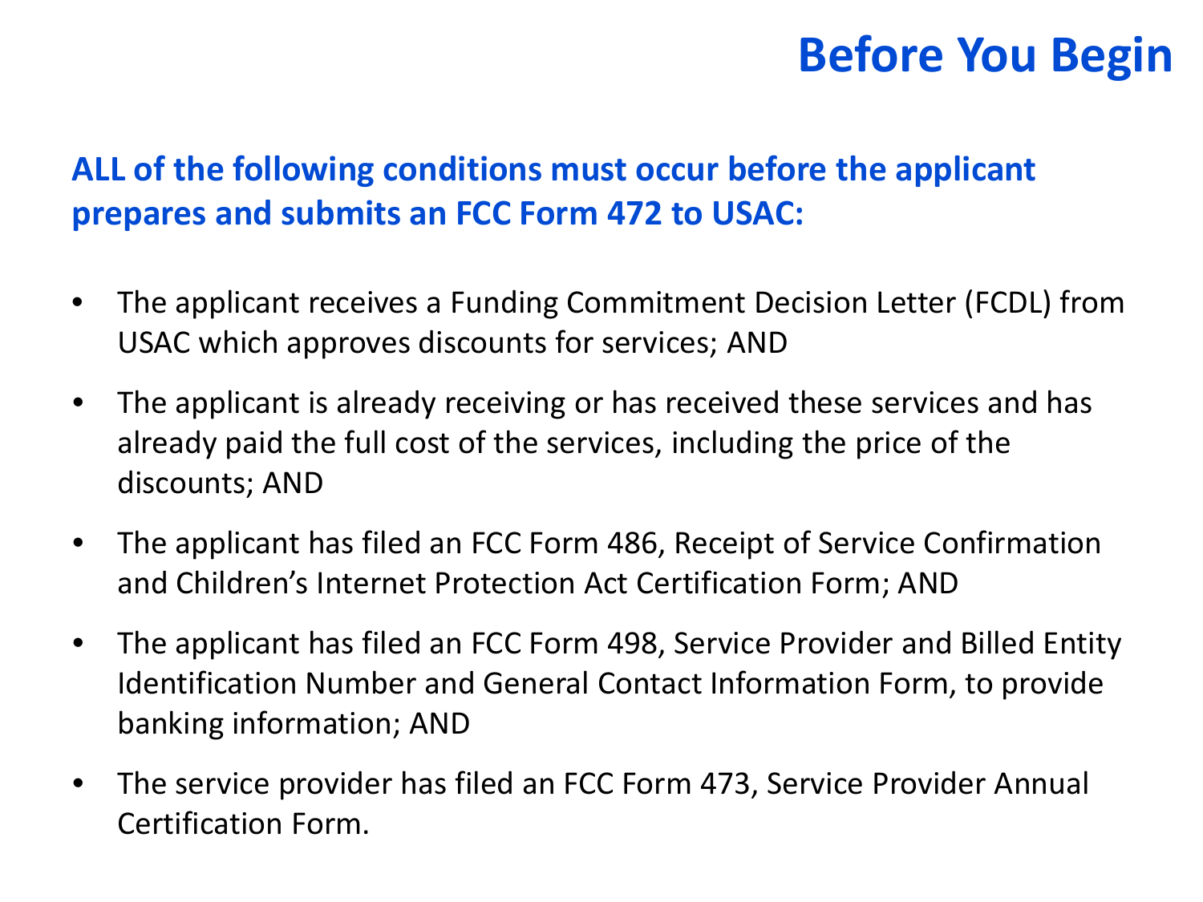# Before You Begin

**ALL of the following conditions must occur before the applicant prepares and submits an FCC Form 472 to USAC:**

- The applicant receives a Funding Commitment Decision Letter (FCDL) from USAC which approves discounts for services; AND
- The applicant is already receiving or has received these services and has already paid the full cost of the services, including the price of the discounts; AND
- The applicant has filed an FCC Form 486, Receipt of Service Confirmation and Children's Internet Protection Act Certification Form; AND
- The applicant has filed an FCC Form 498, Service Provider and Billed Entity Identification Number and General Contact Information Form, to provide banking information; AND
- The service provider has filed an FCC Form 473, Service Provider Annual Certification Form.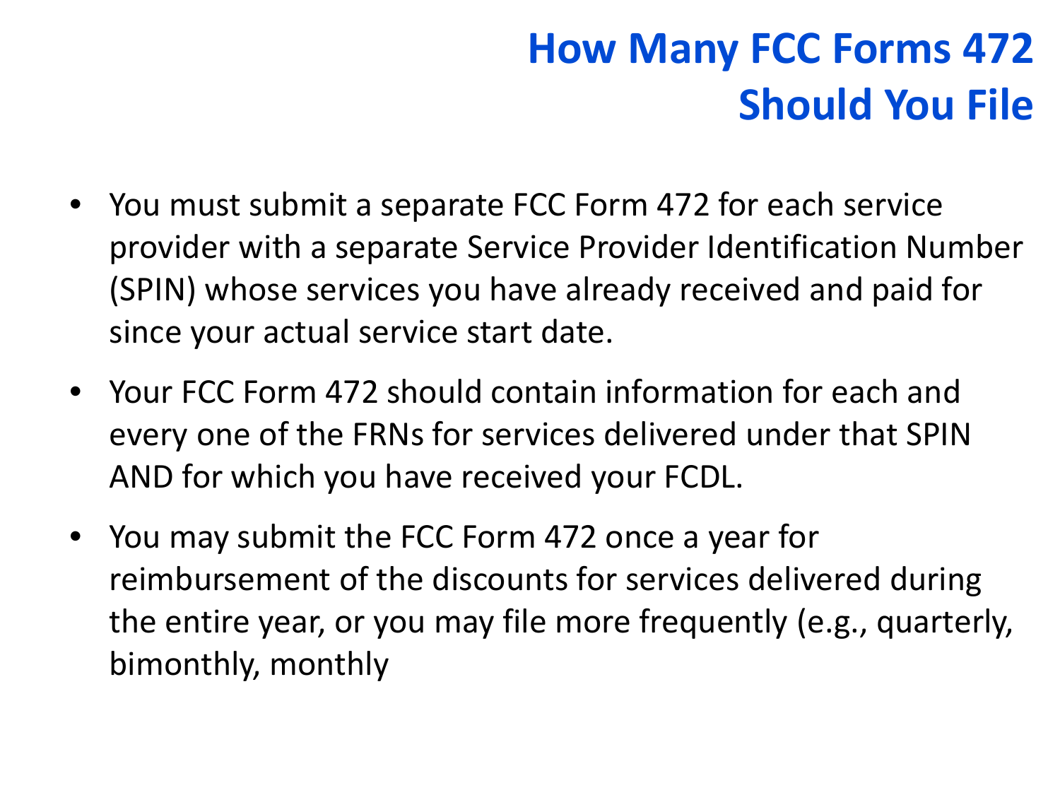# How Many FCC Forms 472 Should You File

- You must submit a separate FCC Form 472 for each service provider with a separate Service Provider Identification Number (SPIN) whose services you have already received and paid for since your actual service start date.
- Your FCC Form 472 should contain information for each and every one of the FRNs for services delivered under that SPIN AND for which you have received your FCDL.
- You may submit the FCC Form 472 once a year for reimbursement of the discounts for services delivered during the entire year, or you may file more frequently (e.g., quarterly, bimonthly, monthly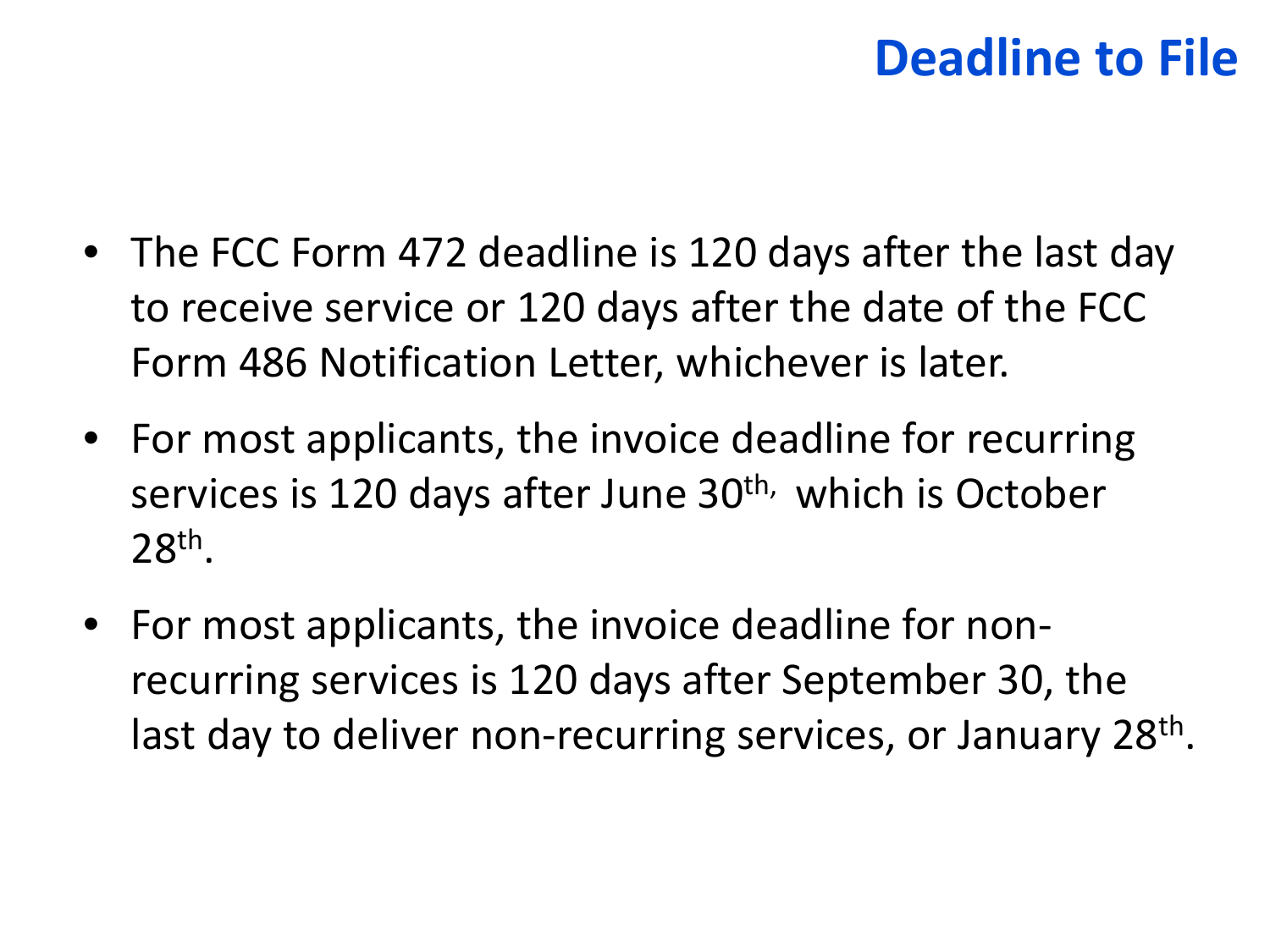# Deadline to File

- The FCC Form 472 deadline is 120 days after the last day to receive service or 120 days after the date of the FCC Form 486 Notification Letter, whichever is later.
- For most applicants, the invoice deadline for recurring services is 120 days after June 30th, which is October 28th.
- For most applicants, the invoice deadline for non-recurring services is 120 days after September 30, the last day to deliver non-recurring services, or January 28th.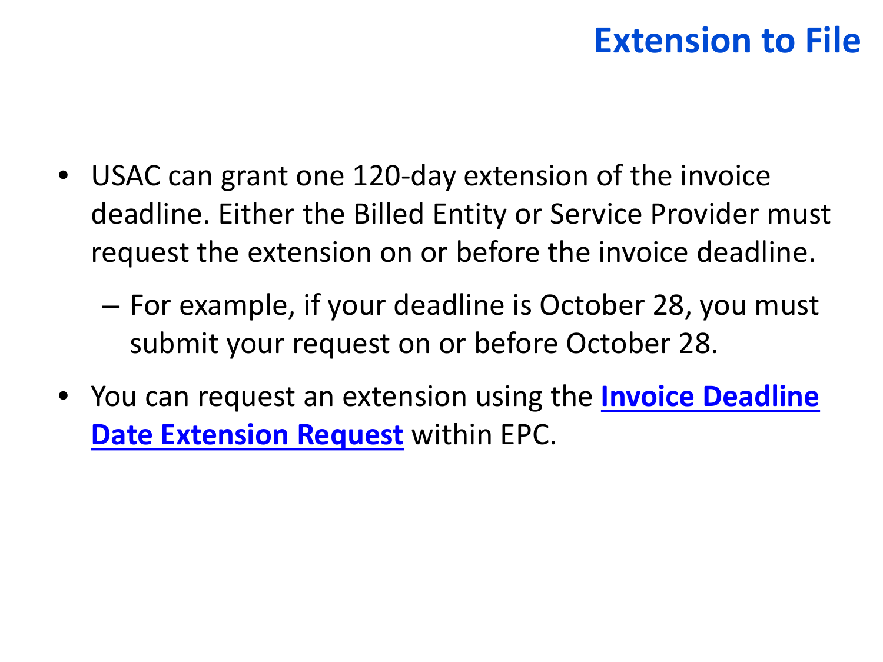# Extension to File

- USAC can grant one 120-day extension of the invoice deadline. Either the Billed Entity or Service Provider must request the extension on or before the invoice deadline.
  - For example, if your deadline is October 28, you must submit your request on or before October 28.
- You can request an extension using the **Invoice Deadline Date Extension Request** within EPC.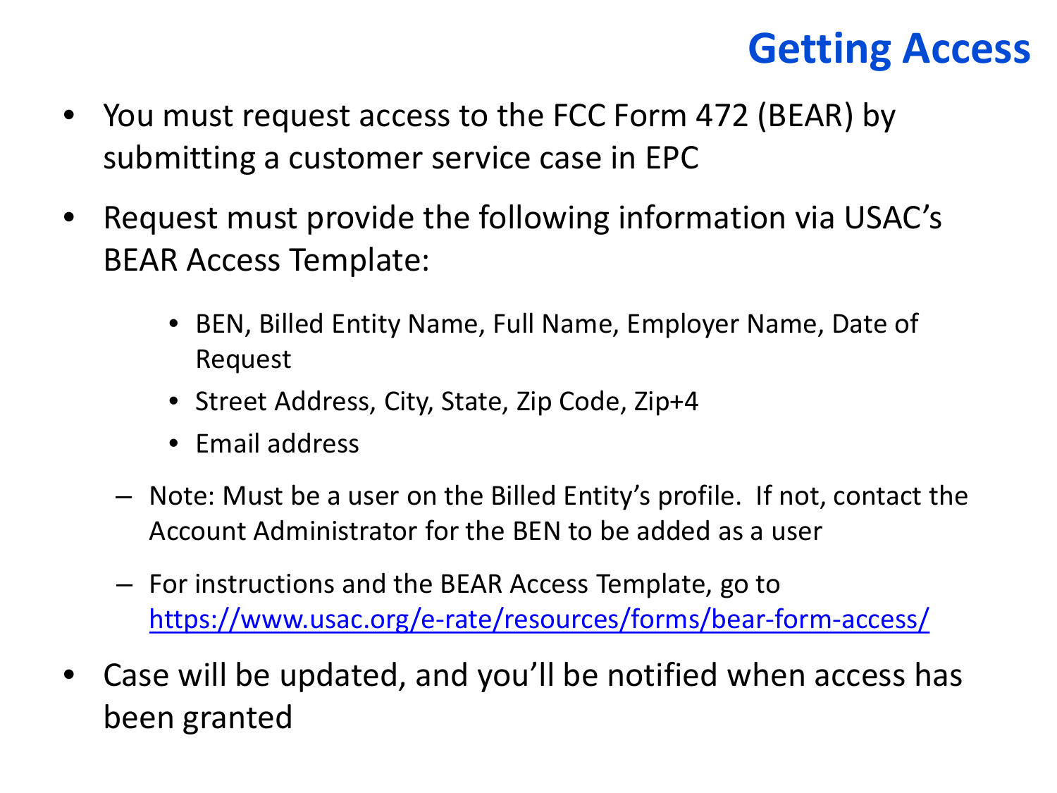# Getting Access

- You must request access to the FCC Form 472 (BEAR) by submitting a customer service case in EPC
- Request must provide the following information via USAC's BEAR Access Template:
    - BEN, Billed Entity Name, Full Name, Employer Name, Date of Request
    - Street Address, City, State, Zip Code, Zip+4
    - Email address
  - Note: Must be a user on the Billed Entity's profile. If not, contact the Account Administrator for the BEN to be added as a user
  - For instructions and the BEAR Access Template, go to https://www.usac.org/e-rate/resources/forms/bear-form-access/
- Case will be updated, and you'll be notified when access has been granted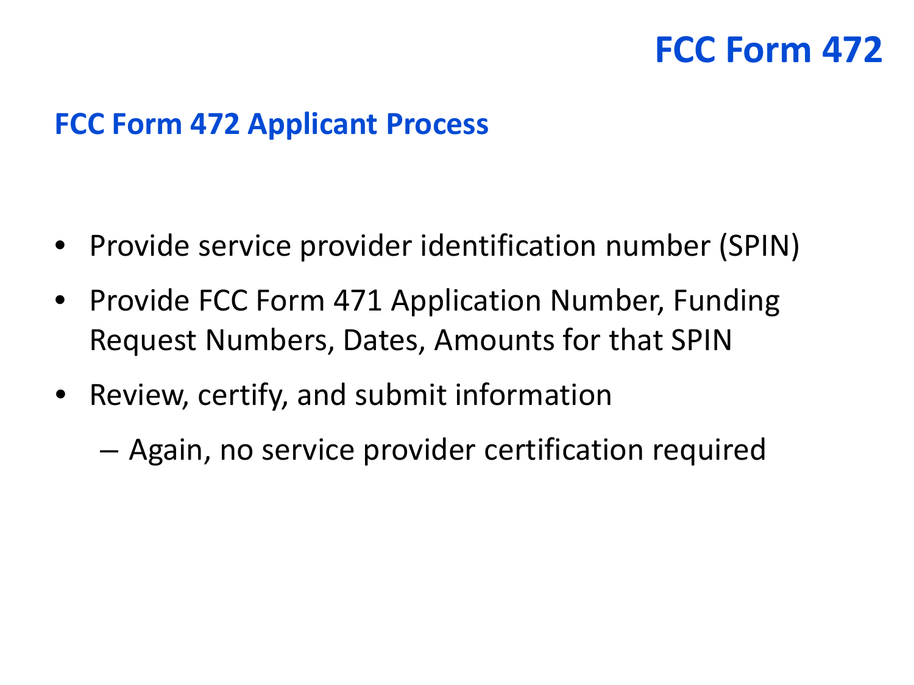# FCC Form 472

## FCC Form 472 Applicant Process

- Provide service provider identification number (SPIN)
- Provide FCC Form 471 Application Number, Funding Request Numbers, Dates, Amounts for that SPIN
- Review, certify, and submit information
  - Again, no service provider certification required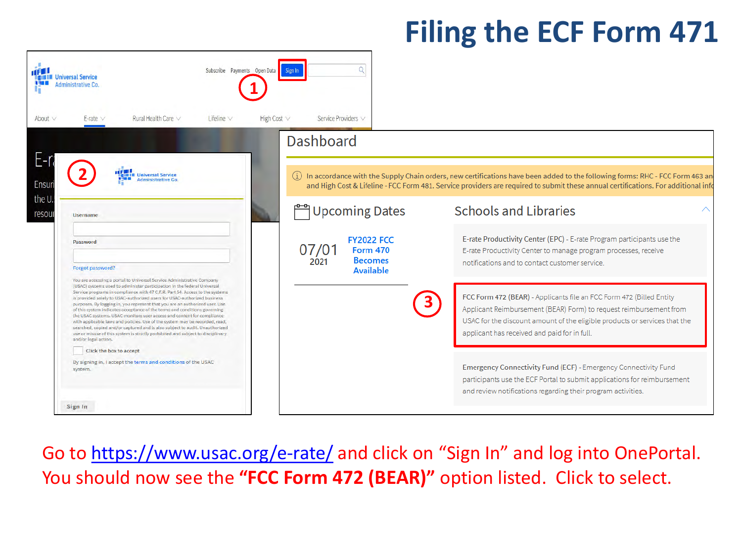# Filing the ECF Form 471

Subscribe Payments Open Data **Sign In**

1

Universal Service Administrative Co.

About E-rate Rural Health Care Lifeline High Cost Service Providers

2

Username

Password

Forgot password?

You are accessing a portal to Universal Service Administrative Company (USAC) systems used to administer participation in the federal Universal Service programs in compliance with 47 C.F.R. Part 54. Access to the systems is provided solely to USAC-authorized users for USAC-authorized business purposes. By logging in, you represent that you are an authorized user. Use of this system indicates acceptance of the terms and conditions governing the USAC systems. USAC monitors user access and content for compliance with applicable laws and policies. Use of the system may be recorded, read, searched, copied and/or captured and is also subject to audit. Unauthorized use or misuse of this system is strictly prohibited and subject to disciplinary and/or legal action.

Click the box to accept

By signing in, I accept the terms and conditions of the USAC system.

Sign In

## Dashboard

In accordance with the Supply Chain orders, new certifications have been added to the following forms: RHC - FCC Form 463 an and High Cost & Lifeline - FCC Form 481. Service providers are required to submit these annual certifications. For additional info

### Upcoming Dates

07/01 2021 — FY2022 FCC Form 470 Becomes Available

### Schools and Libraries

E-rate Productivity Center (EPC) - E-rate Program participants use the E-rate Productivity Center to manage program processes, receive notifications and to contact customer service.

3

FCC Form 472 (BEAR) - Applicants file an FCC Form 472 (Billed Entity Applicant Reimbursement (BEAR) Form) to request reimbursement from USAC for the discount amount of the eligible products or services that the applicant has received and paid for in full.

Emergency Connectivity Fund (ECF) - Emergency Connectivity Fund participants use the ECF Portal to submit applications for reimbursement and review notifications regarding their program activities.

Go to https://www.usac.org/e-rate/ and click on "Sign In" and log into OnePortal. You should now see the **"FCC Form 472 (BEAR)"** option listed. Click to select.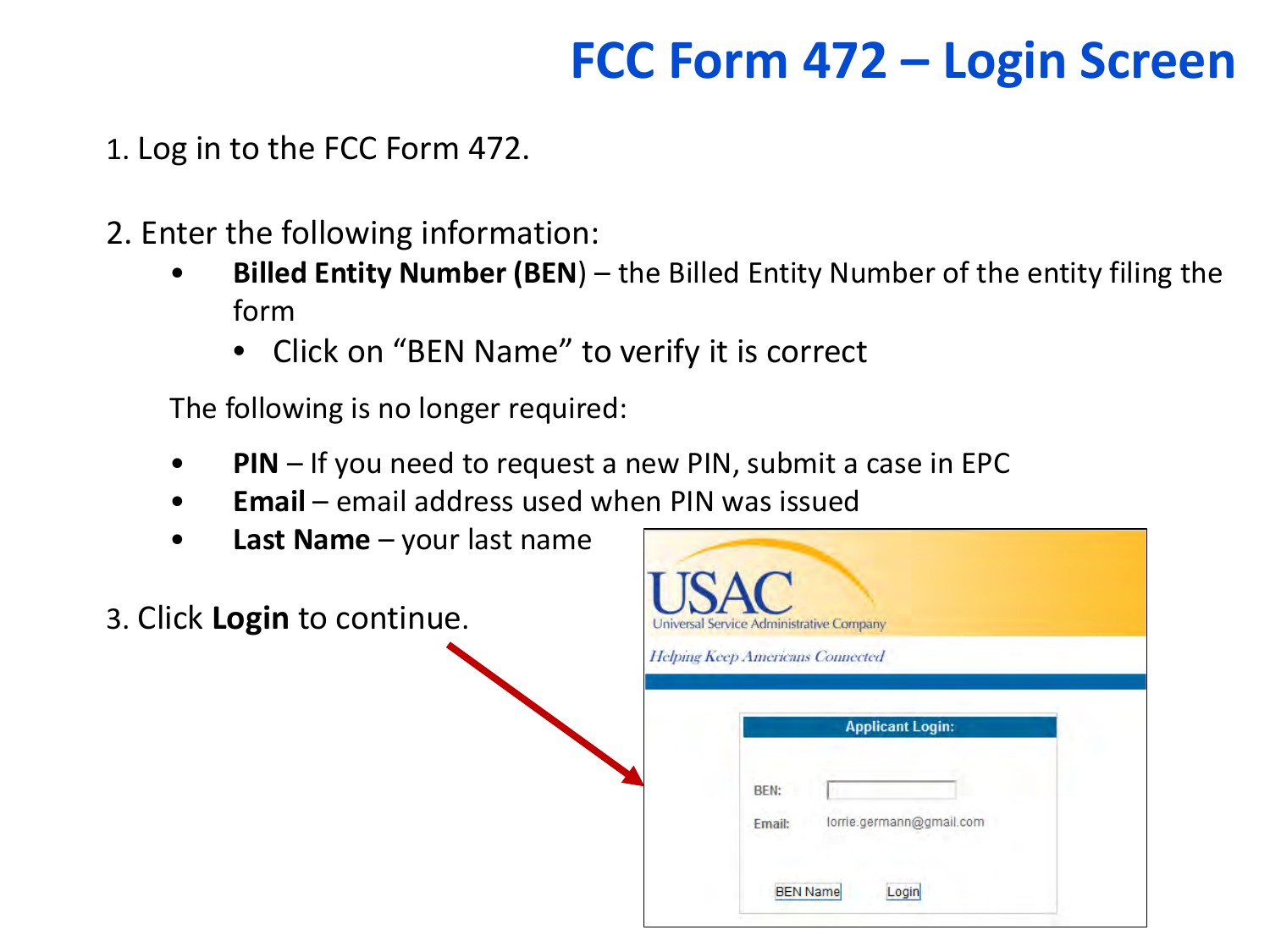# FCC Form 472 – Login Screen

1. Log in to the FCC Form 472.

2. Enter the following information:
   - **Billed Entity Number (BEN**) – the Billed Entity Number of the entity filing the form
     - Click on "BEN Name" to verify it is correct

   The following is no longer required:

   - **PIN** – If you need to request a new PIN, submit a case in EPC
   - **Email** – email address used when PIN was issued
   - **Last Name** – your last name

3. Click **Login** to continue.

USAC
Universal Service Administrative Company
*Helping Keep Americans Connected*

**Applicant Login:**

BEN:

Email: lorrie.germann@gmail.com

BEN Name    Login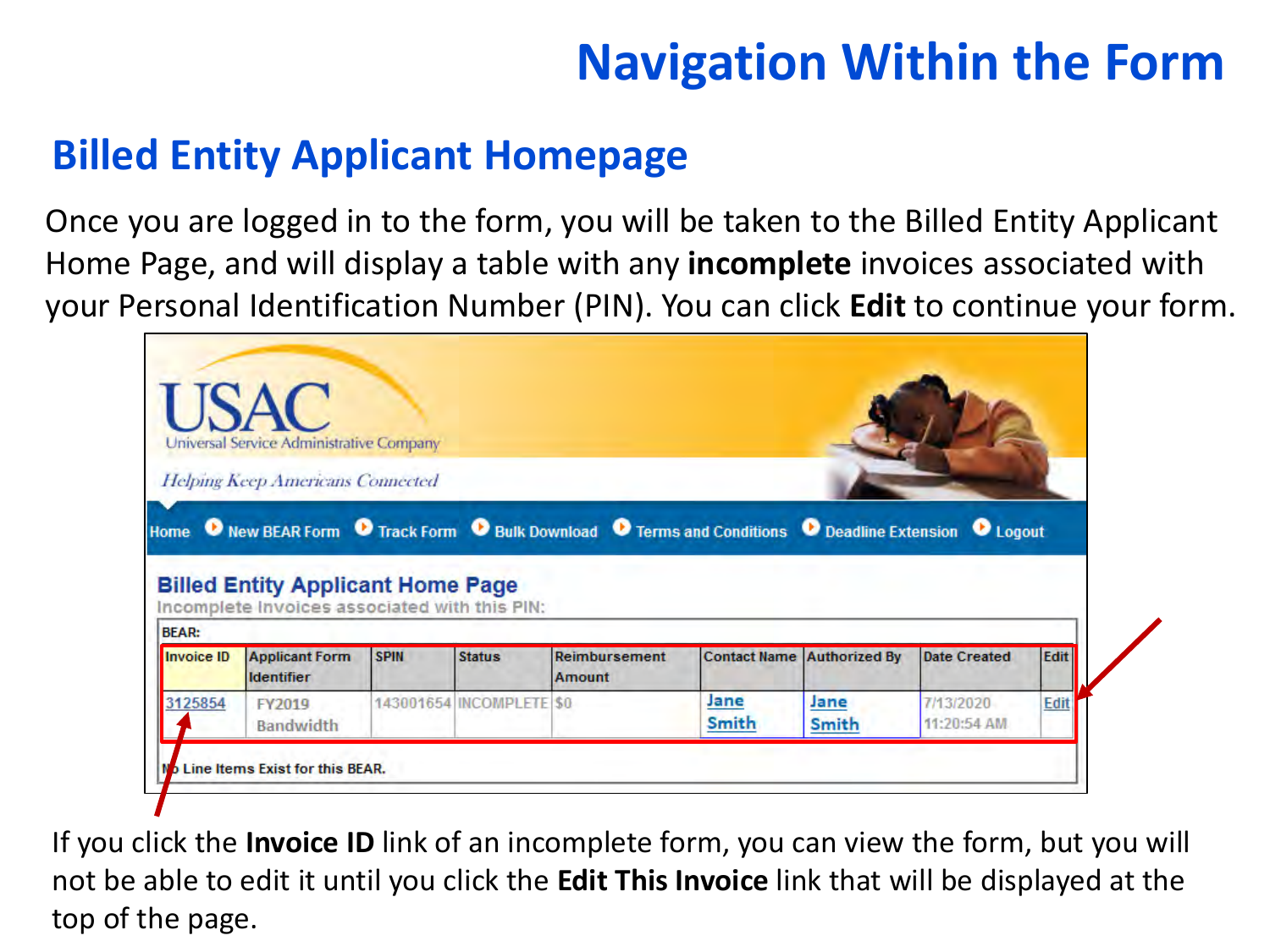# Navigation Within the Form

## Billed Entity Applicant Homepage

Once you are logged in to the form, you will be taken to the Billed Entity Applicant Home Page, and will display a table with any **incomplete** invoices associated with your Personal Identification Number (PIN). You can click **Edit** to continue your form.

USAC
Universal Service Administrative Company
*Helping Keep Americans Connected*

Home | New BEAR Form | Track Form | Bulk Download | Terms and Conditions | Deadline Extension | Logout

### Billed Entity Applicant Home Page

Incomplete Invoices associated with this PIN:

BEAR:

| Invoice ID | Applicant Form Identifier | SPIN | Status | Reimbursement Amount | Contact Name | Authorized By | Date Created | Edit |
|---|---|---|---|---|---|---|---|---|
| 3125854 | FY2019 Bandwidth | 143001654 | INCOMPLETE | $0 | Jane Smith | Jane Smith | 7/13/2020 11:20:54 AM | Edit |

No Line Items Exist for this BEAR.

If you click the **Invoice ID** link of an incomplete form, you can view the form, but you will not be able to edit it until you click the **Edit This Invoice** link that will be displayed at the top of the page.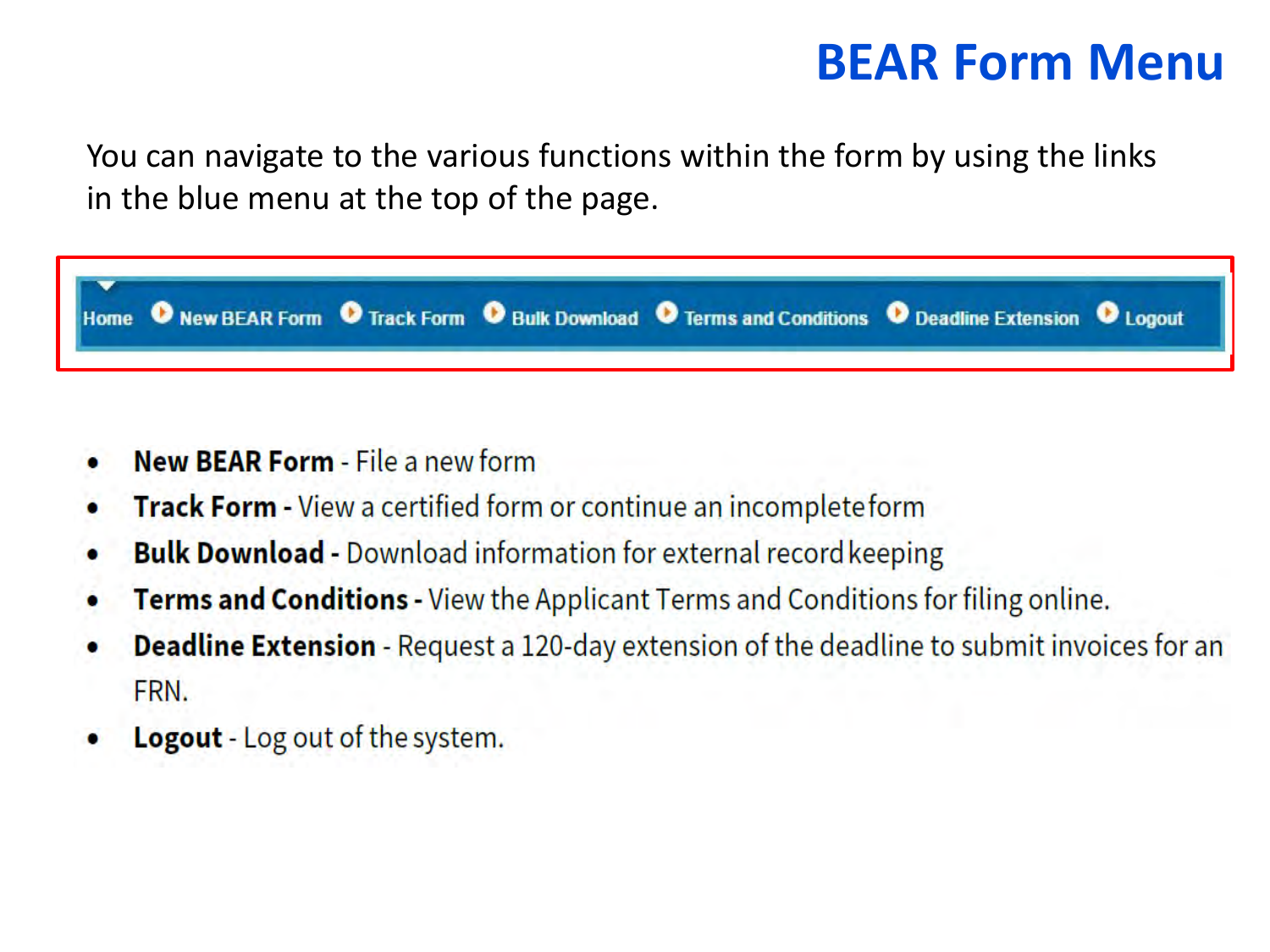# BEAR Form Menu

You can navigate to the various functions within the form by using the links in the blue menu at the top of the page.

Home | New BEAR Form | Track Form | Bulk Download | Terms and Conditions | Deadline Extension | Logout

- **New BEAR Form** - File a new form
- **Track Form -** View a certified form or continue an incomplete form
- **Bulk Download -** Download information for external record keeping
- **Terms and Conditions -** View the Applicant Terms and Conditions for filing online.
- **Deadline Extension** - Request a 120-day extension of the deadline to submit invoices for an FRN.
- **Logout** - Log out of the system.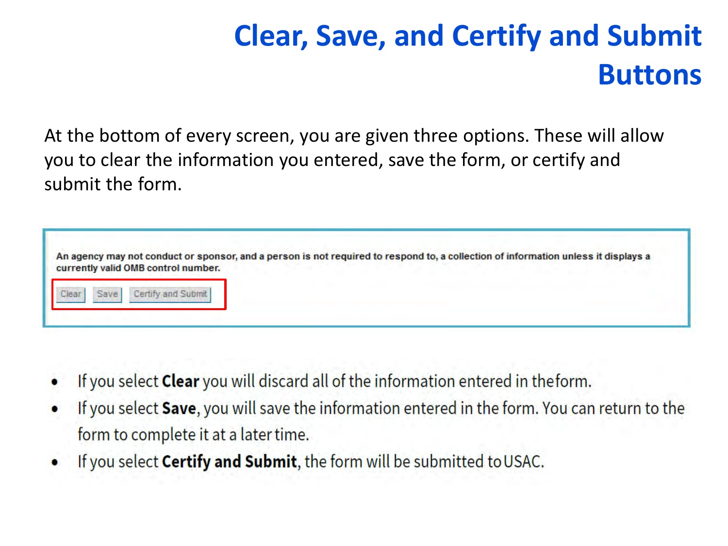# Clear, Save, and Certify and Submit Buttons

At the bottom of every screen, you are given three options. These will allow you to clear the information you entered, save the form, or certify and submit the form.

An agency may not conduct or sponsor, and a person is not required to respond to, a collection of information unless it displays a currently valid OMB control number.

Clear | Save | Certify and Submit

- If you select **Clear** you will discard all of the information entered in the form.
- If you select **Save**, you will save the information entered in the form. You can return to the form to complete it at a later time.
- If you select **Certify and Submit**, the form will be submitted to USAC.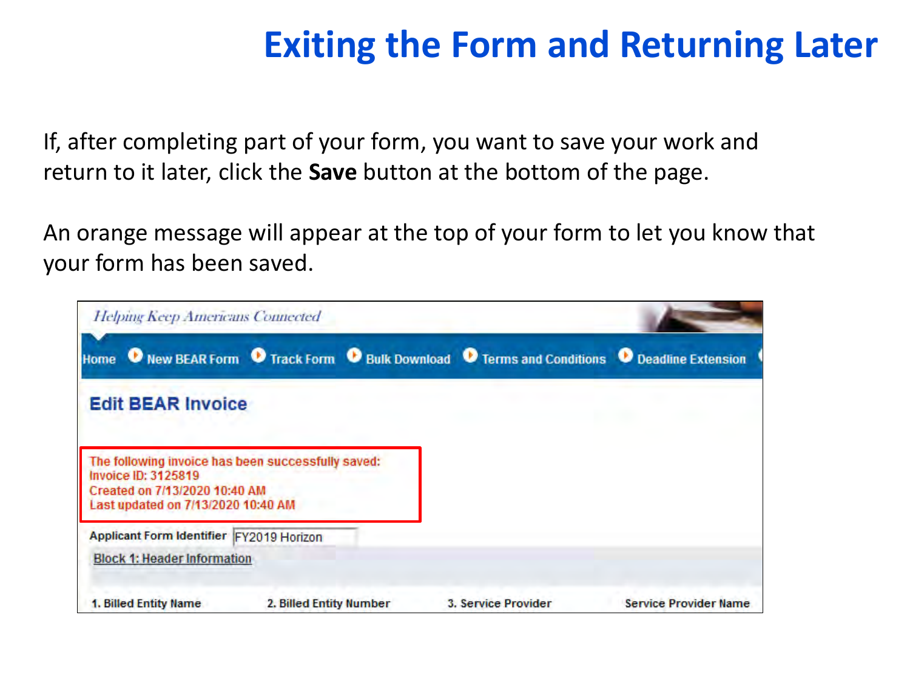# Exiting the Form and Returning Later

If, after completing part of your form, you want to save your work and return to it later, click the **Save** button at the bottom of the page.

An orange message will appear at the top of your form to let you know that your form has been saved.

*Helping Keep Americans Connected*

Home | New BEAR Form | Track Form | Bulk Download | Terms and Conditions | Deadline Extension

## Edit BEAR Invoice

The following invoice has been successfully saved:
Invoice ID: 3125819
Created on 7/13/2020 10:40 AM
Last updated on 7/13/2020 10:40 AM

Applicant Form Identifier: FY2019 Horizon

Block 1: Header Information

| 1. Billed Entity Name | 2. Billed Entity Number | 3. Service Provider | Service Provider Name |
| --- | --- | --- | --- |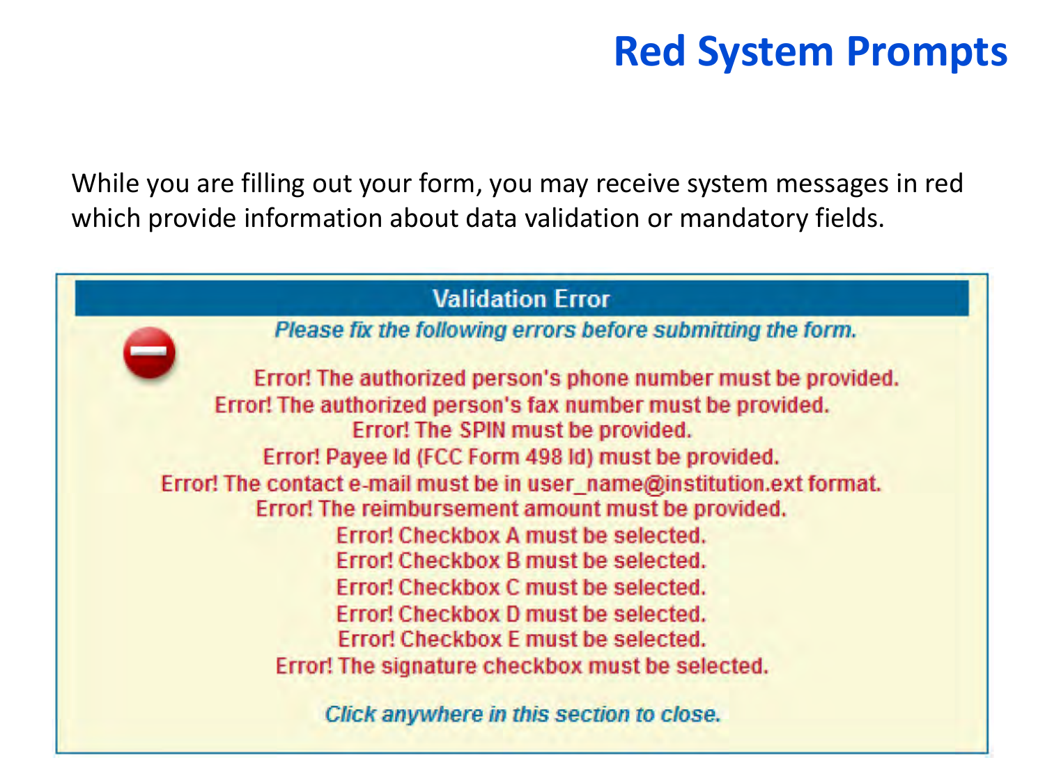# Red System Prompts

While you are filling out your form, you may receive system messages in red which provide information about data validation or mandatory fields.

**Validation Error**

*Please fix the following errors before submitting the form.*

Error! The authorized person's phone number must be provided.
Error! The authorized person's fax number must be provided.
Error! The SPIN must be provided.
Error! Payee Id (FCC Form 498 Id) must be provided.
Error! The contact e-mail must be in user_name@institution.ext format.
Error! The reimbursement amount must be provided.
Error! Checkbox A must be selected.
Error! Checkbox B must be selected.
Error! Checkbox C must be selected.
Error! Checkbox D must be selected.
Error! Checkbox E must be selected.
Error! The signature checkbox must be selected.

*Click anywhere in this section to close.*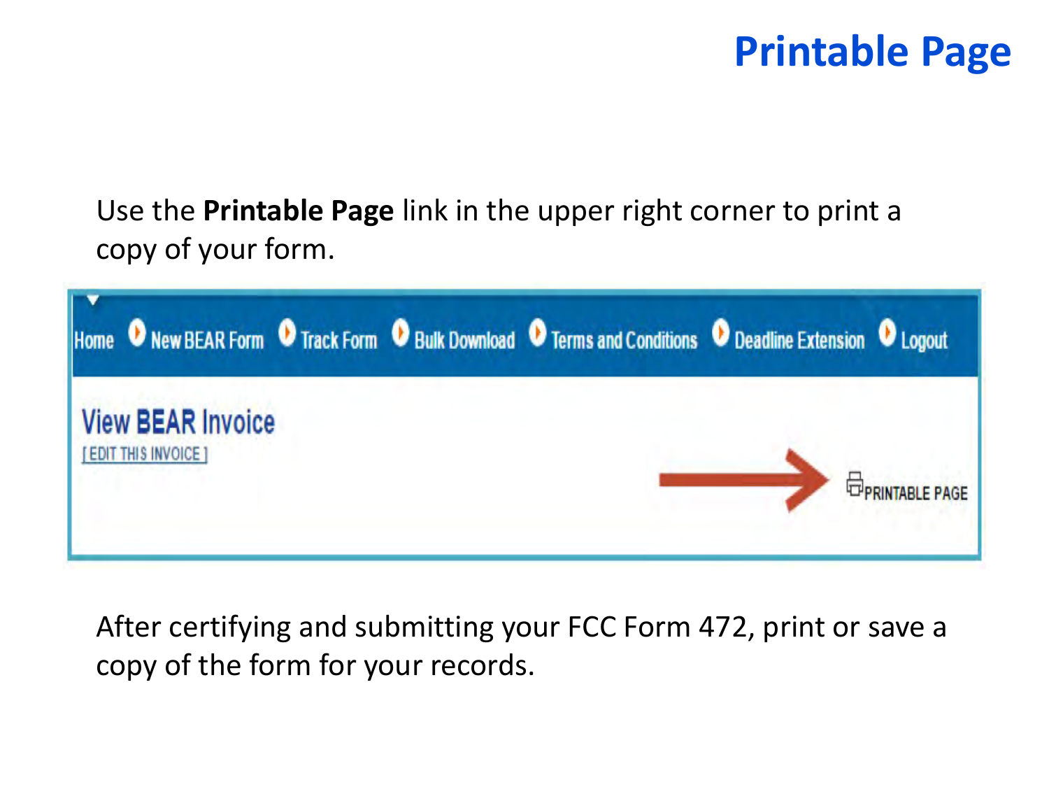# Printable Page

Use the **Printable Page** link in the upper right corner to print a copy of your form.

Home | New BEAR Form | Track Form | Bulk Download | Terms and Conditions | Deadline Extension | Logout

View BEAR Invoice
[ EDIT THIS INVOICE ]

PRINTABLE PAGE

After certifying and submitting your FCC Form 472, print or save a copy of the form for your records.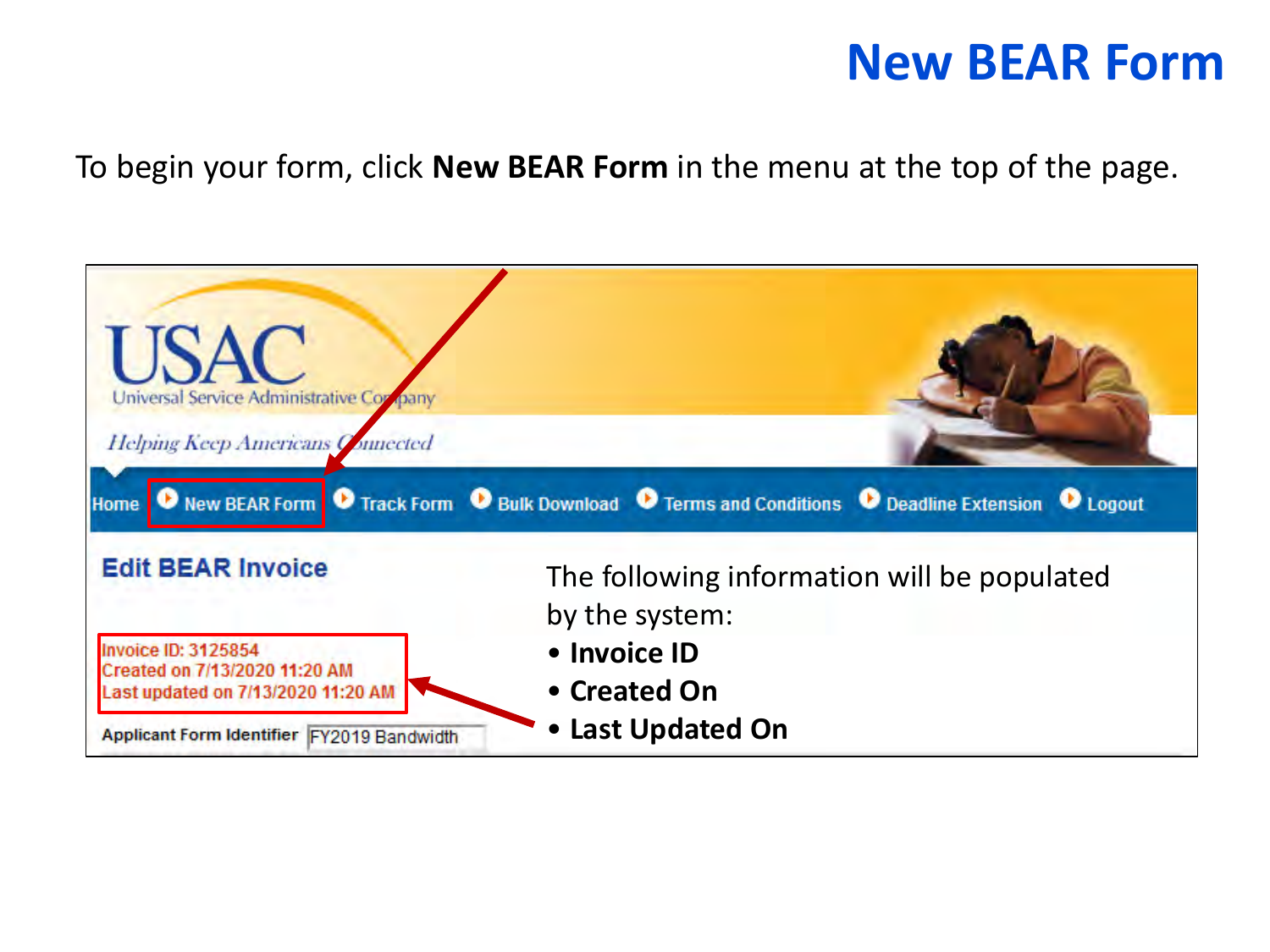# New BEAR Form

To begin your form, click **New BEAR Form** in the menu at the top of the page.

Home | New BEAR Form | Track Form | Bulk Download | Terms and Conditions | Deadline Extension | Logout

**Edit BEAR Invoice**

Invoice ID: 3125854
Created on 7/13/2020 11:20 AM
Last updated on 7/13/2020 11:20 AM

Applicant Form Identifier: FY2019 Bandwidth

The following information will be populated by the system:

- **Invoice ID**
- **Created On**
- **Last Updated On**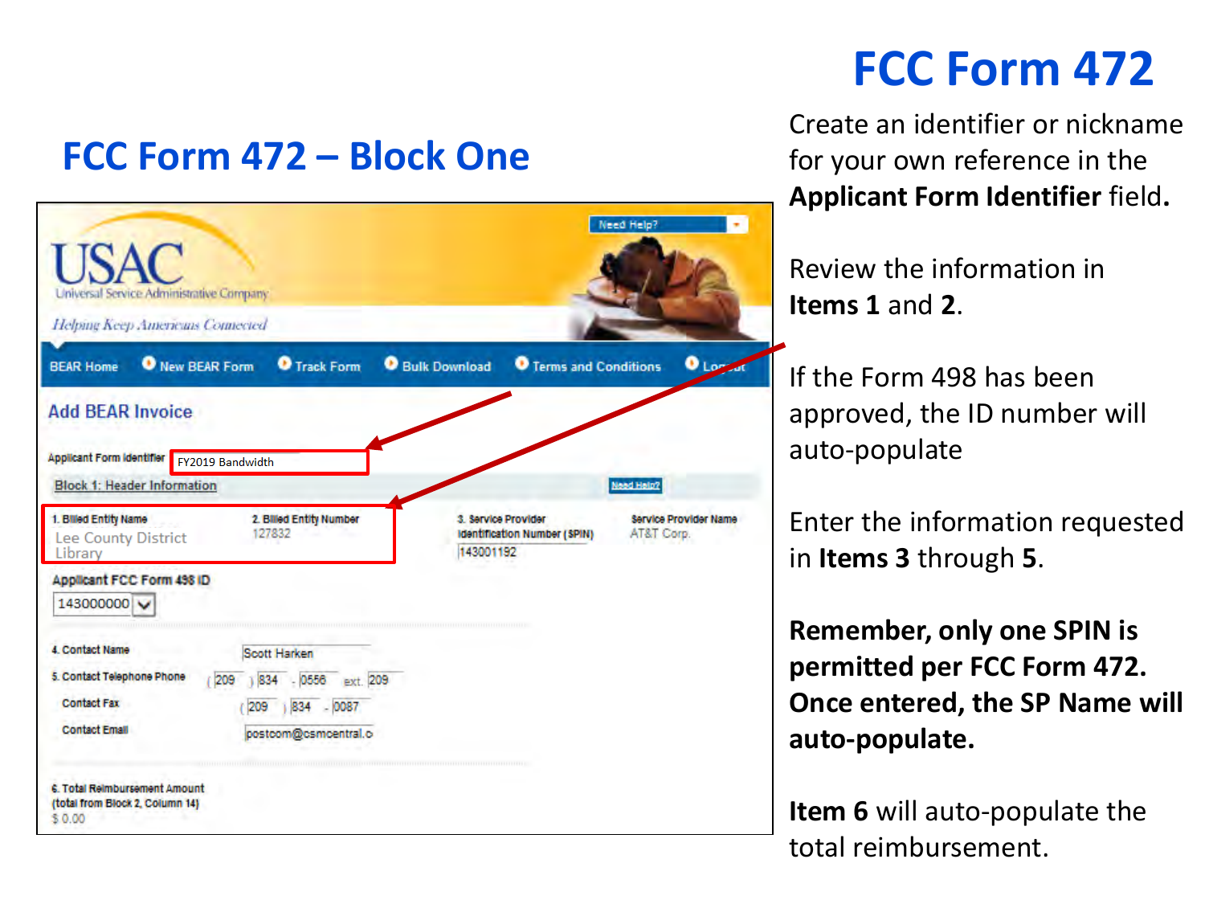# FCC Form 472

## FCC Form 472 – Block One

Add BEAR Invoice

Applicant Form Identifier: FY2019 Bandwidth

Block 1: Header Information

1. Billed Entity Name: Lee County District Library
2. Billed Entity Number: 127832
3. Service Provider Identification Number (SPIN): 143001192

Service Provider Name: AT&T Corp.

Applicant FCC Form 498 ID: 143000000

4. Contact Name: Scott Harken
5. Contact Telephone Phone: (209) 834 - 0556 ext. 209

Contact Fax: (209) 834 - 0087

Contact Email: postcom@csmcentral.c

6. Total Reimbursement Amount (total from Block 2, Column 14): $ 0.00

Create an identifier or nickname for your own reference in the **Applicant Form Identifier** field.

Review the information in **Items 1** and **2**.

If the Form 498 has been approved, the ID number will auto-populate

Enter the information requested in **Items 3** through **5**.

**Remember, only one SPIN is permitted per FCC Form 472. Once entered, the SP Name will auto-populate.**

**Item 6** will auto-populate the total reimbursement.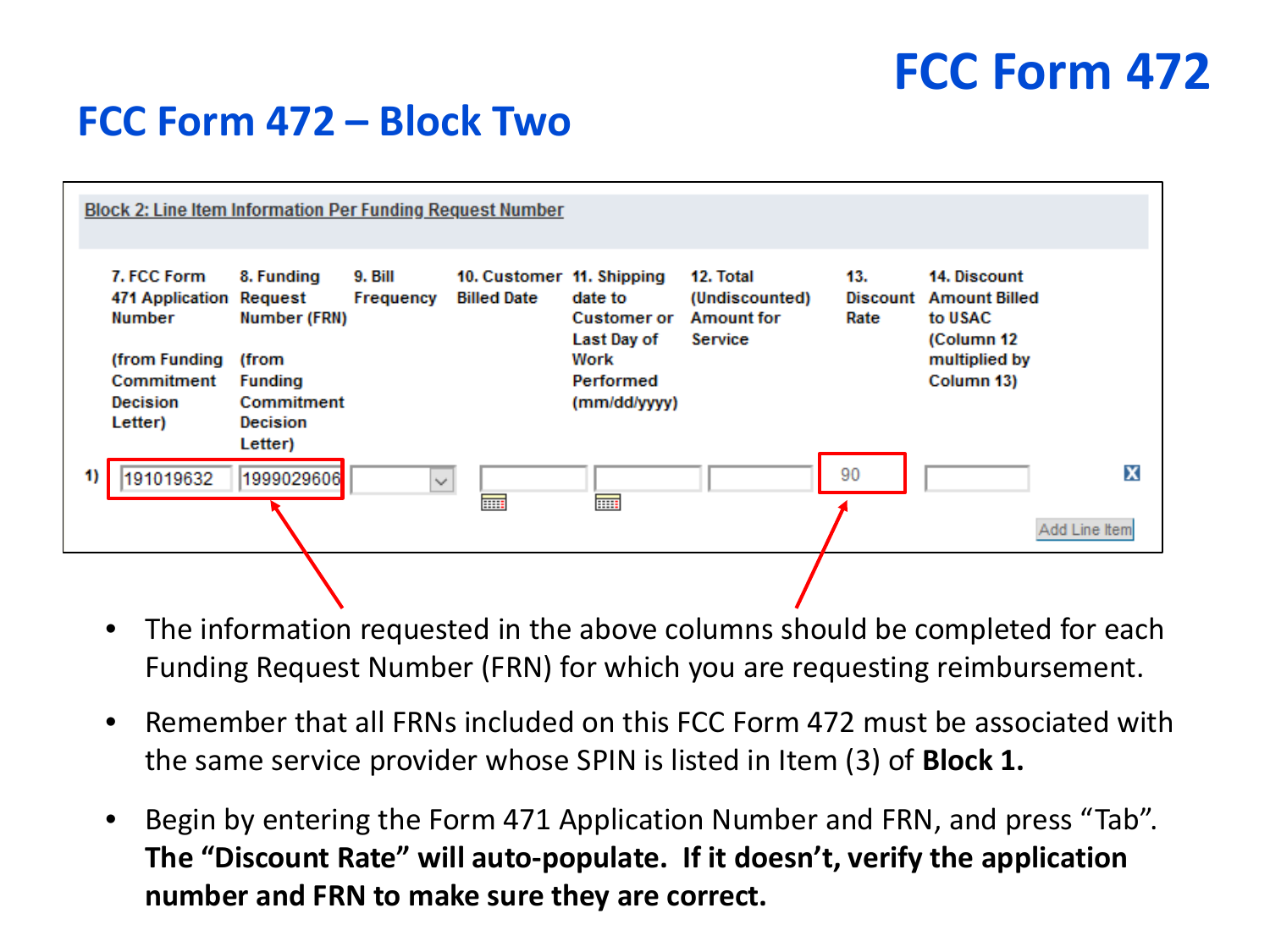# FCC Form 472

## FCC Form 472 – Block Two

Block 2: Line Item Information Per Funding Request Number

| | 7. FCC Form 471 Application Number (from Funding Commitment Decision Letter) | 8. Funding Request Number (FRN) (from Funding Commitment Decision Letter) | 9. Bill Frequency | 10. Customer Billed Date | 11. Shipping date to Customer or Last Day of Work Performed (mm/dd/yyyy) | 12. Total (Undiscounted) Amount for Service | 13. Discount Rate | 14. Discount Amount Billed to USAC (Column 12 multiplied by Column 13) |
|---|---|---|---|---|---|---|---|---|
| 1) | 191019632 | 1999029606 | | | | | 90 | |

Add Line Item

- The information requested in the above columns should be completed for each Funding Request Number (FRN) for which you are requesting reimbursement.
- Remember that all FRNs included on this FCC Form 472 must be associated with the same service provider whose SPIN is listed in Item (3) of **Block 1.**
- Begin by entering the Form 471 Application Number and FRN, and press "Tab". **The "Discount Rate" will auto-populate. If it doesn't, verify the application number and FRN to make sure they are correct.**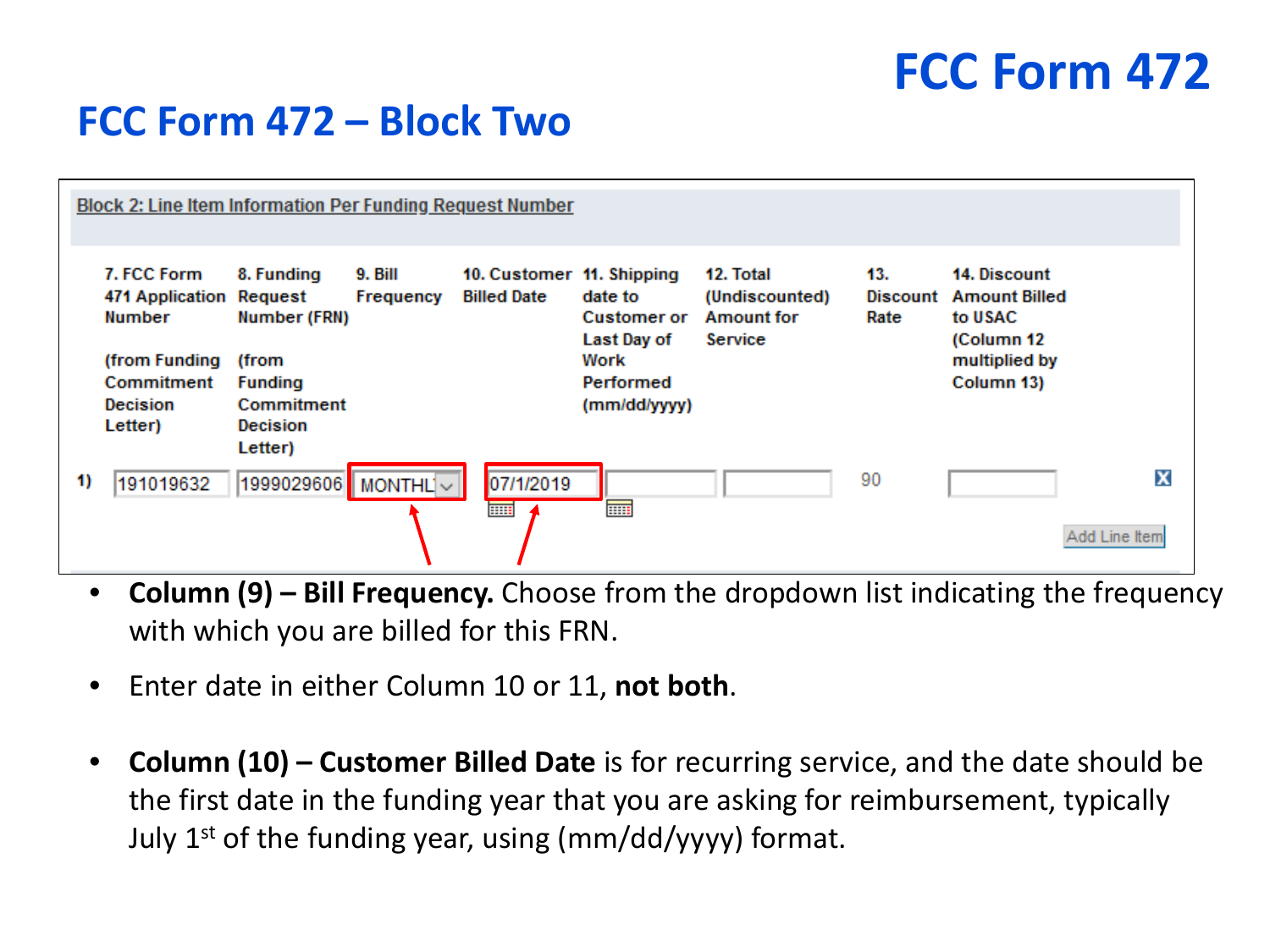# FCC Form 472

## FCC Form 472 – Block Two

**Block 2: Line Item Information Per Funding Request Number**

| | 7. FCC Form 471 Application Number (from Funding Commitment Decision Letter) | 8. Funding Request Number (FRN) (from Funding Commitment Decision Letter) | 9. Bill Frequency | 10. Customer Billed Date | 11. Shipping date to Customer or Last Day of Work Performed (mm/dd/yyyy) | 12. Total (Undiscounted) Amount for Service | 13. Discount Rate | 14. Discount Amount Billed to USAC (Column 12 multiplied by Column 13) |
|---|---|---|---|---|---|---|---|---|
| 1) | 191019632 | 1999029606 | MONTHL | 07/1/2019 | | | 90 | |

Add Line Item

- **Column (9) – Bill Frequency.** Choose from the dropdown list indicating the frequency with which you are billed for this FRN.
- Enter date in either Column 10 or 11, **not both**.
- **Column (10) – Customer Billed Date** is for recurring service, and the date should be the first date in the funding year that you are asking for reimbursement, typically July 1st of the funding year, using (mm/dd/yyyy) format.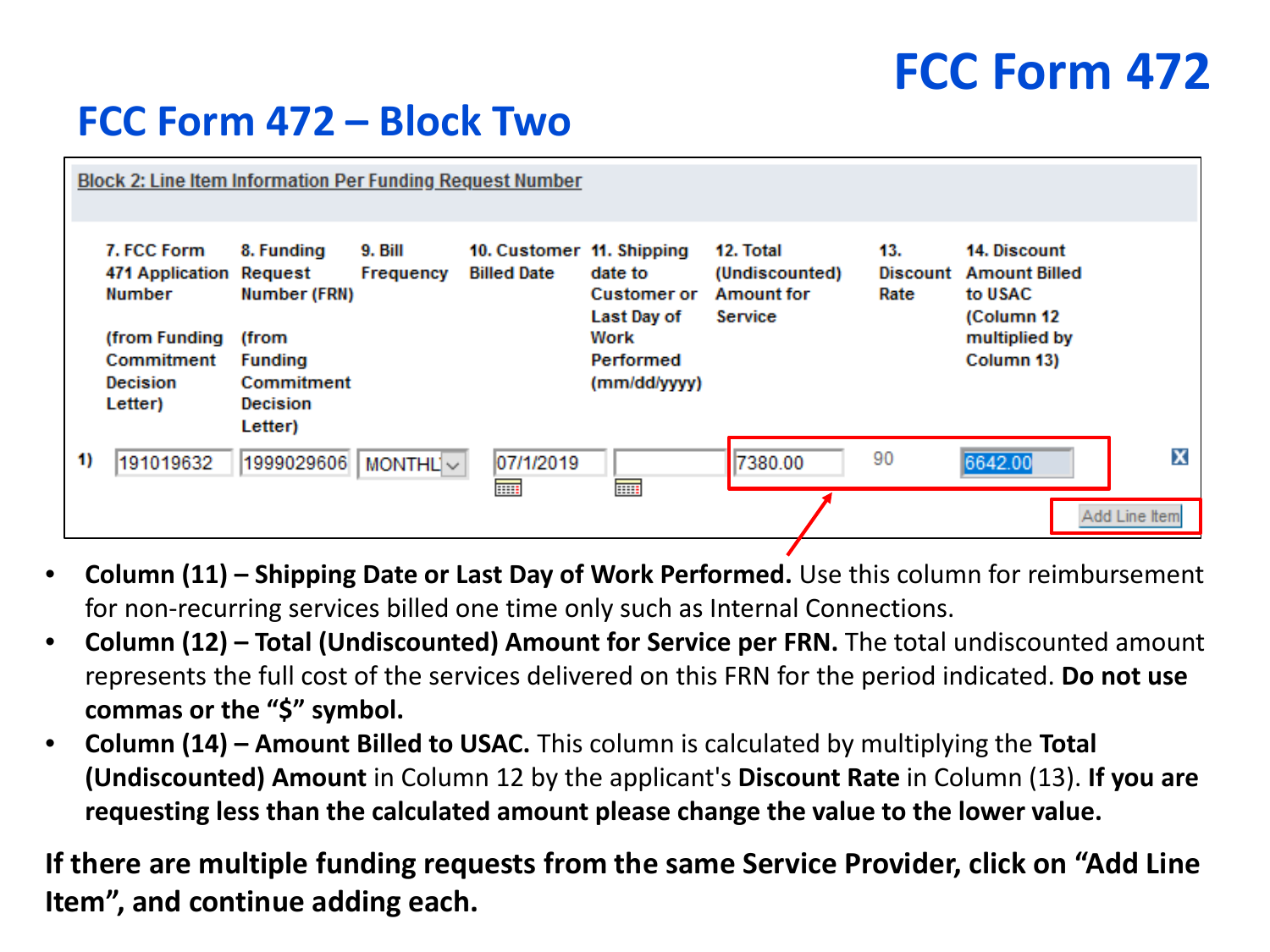# FCC Form 472

## FCC Form 472 – Block Two

**Block 2: Line Item Information Per Funding Request Number**

| | 7. FCC Form 471 Application Number (from Funding Commitment Decision Letter) | 8. Funding Request Number (FRN) (from Funding Commitment Decision Letter) | 9. Bill Frequency | 10. Customer Billed Date | 11. Shipping date to Customer or Last Day of Work Performed (mm/dd/yyyy) | 12. Total (Undiscounted) Amount for Service | 13. Discount Rate | 14. Discount Amount Billed to USAC (Column 12 multiplied by Column 13) |
|---|---|---|---|---|---|---|---|---|
| 1) | 191019632 | 1999029606 | MONTHL | 07/1/2019 | | 7380.00 | 90 | 6642.00 |

Add Line Item

- **Column (11) – Shipping Date or Last Day of Work Performed.** Use this column for reimbursement for non-recurring services billed one time only such as Internal Connections.
- **Column (12) – Total (Undiscounted) Amount for Service per FRN.** The total undiscounted amount represents the full cost of the services delivered on this FRN for the period indicated. **Do not use commas or the "$" symbol.**
- **Column (14) – Amount Billed to USAC.** This column is calculated by multiplying the **Total (Undiscounted) Amount** in Column 12 by the applicant's **Discount Rate** in Column (13). **If you are requesting less than the calculated amount please change the value to the lower value.**

**If there are multiple funding requests from the same Service Provider, click on "Add Line Item", and continue adding each.**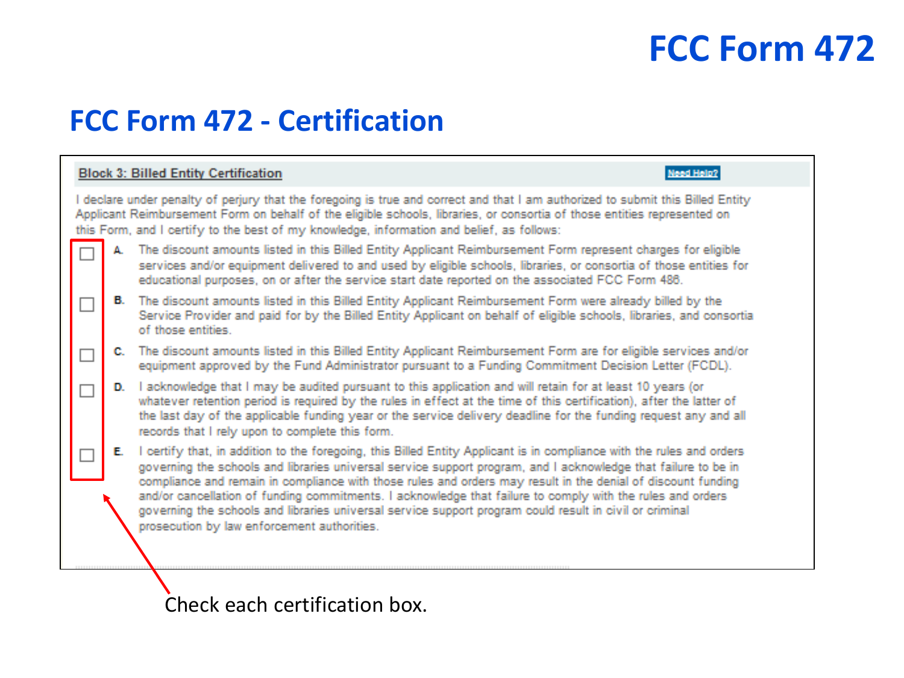# FCC Form 472

## FCC Form 472 - Certification

**Block 3: Billed Entity Certification**

Need Help?

I declare under penalty of perjury that the foregoing is true and correct and that I am authorized to submit this Billed Entity Applicant Reimbursement Form on behalf of the eligible schools, libraries, or consortia of those entities represented on this Form, and I certify to the best of my knowledge, information and belief, as follows:

- ☐ **A.** The discount amounts listed in this Billed Entity Applicant Reimbursement Form represent charges for eligible services and/or equipment delivered to and used by eligible schools, libraries, or consortia of those entities for educational purposes, on or after the service start date reported on the associated FCC Form 486.
- ☐ **B.** The discount amounts listed in this Billed Entity Applicant Reimbursement Form were already billed by the Service Provider and paid for by the Billed Entity Applicant on behalf of eligible schools, libraries, and consortia of those entities.
- ☐ **C.** The discount amounts listed in this Billed Entity Applicant Reimbursement Form are for eligible services and/or equipment approved by the Fund Administrator pursuant to a Funding Commitment Decision Letter (FCDL).
- ☐ **D.** I acknowledge that I may be audited pursuant to this application and will retain for at least 10 years (or whatever retention period is required by the rules in effect at the time of this certification), after the latter of the last day of the applicable funding year or the service delivery deadline for the funding request any and all records that I rely upon to complete this form.
- ☐ **E.** I certify that, in addition to the foregoing, this Billed Entity Applicant is in compliance with the rules and orders governing the schools and libraries universal service support program, and I acknowledge that failure to be in compliance and remain in compliance with those rules and orders may result in the denial of discount funding and/or cancellation of funding commitments. I acknowledge that failure to comply with the rules and orders governing the schools and libraries universal service support program could result in civil or criminal prosecution by law enforcement authorities.

Check each certification box.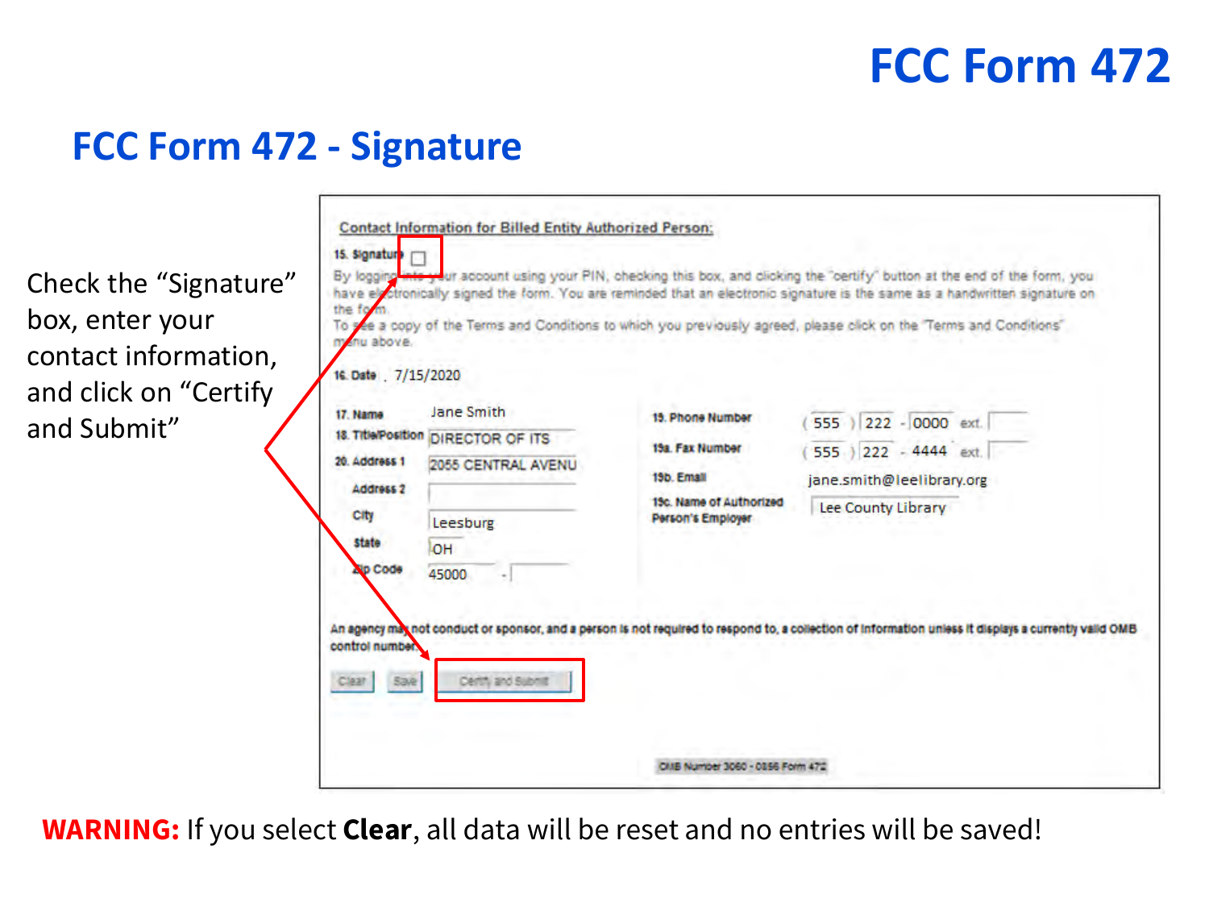# FCC Form 472

## FCC Form 472 - Signature

Check the "Signature" box, enter your contact information, and click on "Certify and Submit"

**Contact Information for Billed Entity Authorized Person:**

15. Signature ☐

By logging into your account using your PIN, checking this box, and clicking the "certify" button at the end of the form, you have electronically signed the form. You are reminded that an electronic signature is the same as a handwritten signature on the form.
To see a copy of the Terms and Conditions to which you previously agreed, please click on the "Terms and Conditions" menu above.

16. Date 7/15/2020

| | | | |
|---|---|---|---|
| 17. Name | Jane Smith | 19. Phone Number | (555) 222 - 0000 ext. |
| 18. Title/Position | DIRECTOR OF ITS | 19a. Fax Number | (555) 222 - 4444 ext. |
| 20. Address 1 | 2055 CENTRAL AVENU | 19b. Email | jane.smith@leelibrary.org |
| Address 2 | | 19c. Name of Authorized Person's Employer | Lee County Library |
| City | Leesburg | | |
| State | OH | | |
| Zip Code | 45000 - | | |

An agency may not conduct or sponsor, and a person is not required to respond to, a collection of information unless it displays a currently valid OMB control number.

Clear | Save | Certify and Submit

OMB Number 3060 - 0856 Form 472

**WARNING:** If you select **Clear**, all data will be reset and no entries will be saved!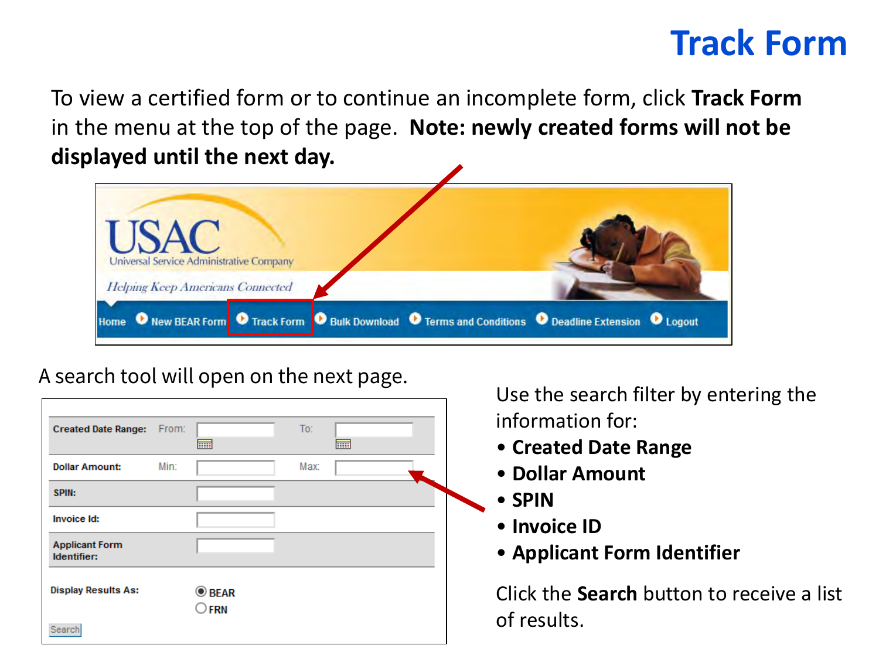# Track Form

To view a certified form or to continue an incomplete form, click **Track Form** in the menu at the top of the page. **Note: newly created forms will not be displayed until the next day.**

A search tool will open on the next page.

Use the search filter by entering the information for:

- **Created Date Range**
- **Dollar Amount**
- **SPIN**
- **Invoice ID**
- **Applicant Form Identifier**

Click the **Search** button to receive a list of results.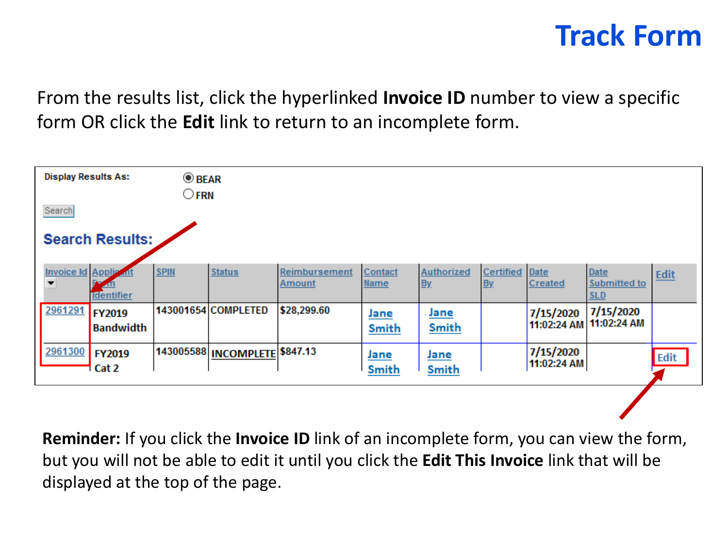# Track Form

From the results list, click the hyperlinked **Invoice ID** number to view a specific form OR click the **Edit** link to return to an incomplete form.

Display Results As: BEAR / FRN

Search

**Search Results:**

| Invoice Id | Applicant Form Identifier | SPIN | Status | Reimbursement Amount | Contact Name | Authorized By | Certified By | Date Created | Date Submitted to SLD | Edit |
|---|---|---|---|---|---|---|---|---|---|---|
| 2961291 | FY2019 Bandwidth | 143001654 | COMPLETED | $28,299.60 | Jane Smith | Jane Smith | | 7/15/2020 11:02:24 AM | 7/15/2020 11:02:24 AM | |
| 2961300 | FY2019 Cat 2 | 143005588 | INCOMPLETE | $847.13 | Jane Smith | Jane Smith | | 7/15/2020 11:02:24 AM | | Edit |

**Reminder:** If you click the **Invoice ID** link of an incomplete form, you can view the form, but you will not be able to edit it until you click the **Edit This Invoice** link that will be displayed at the top of the page.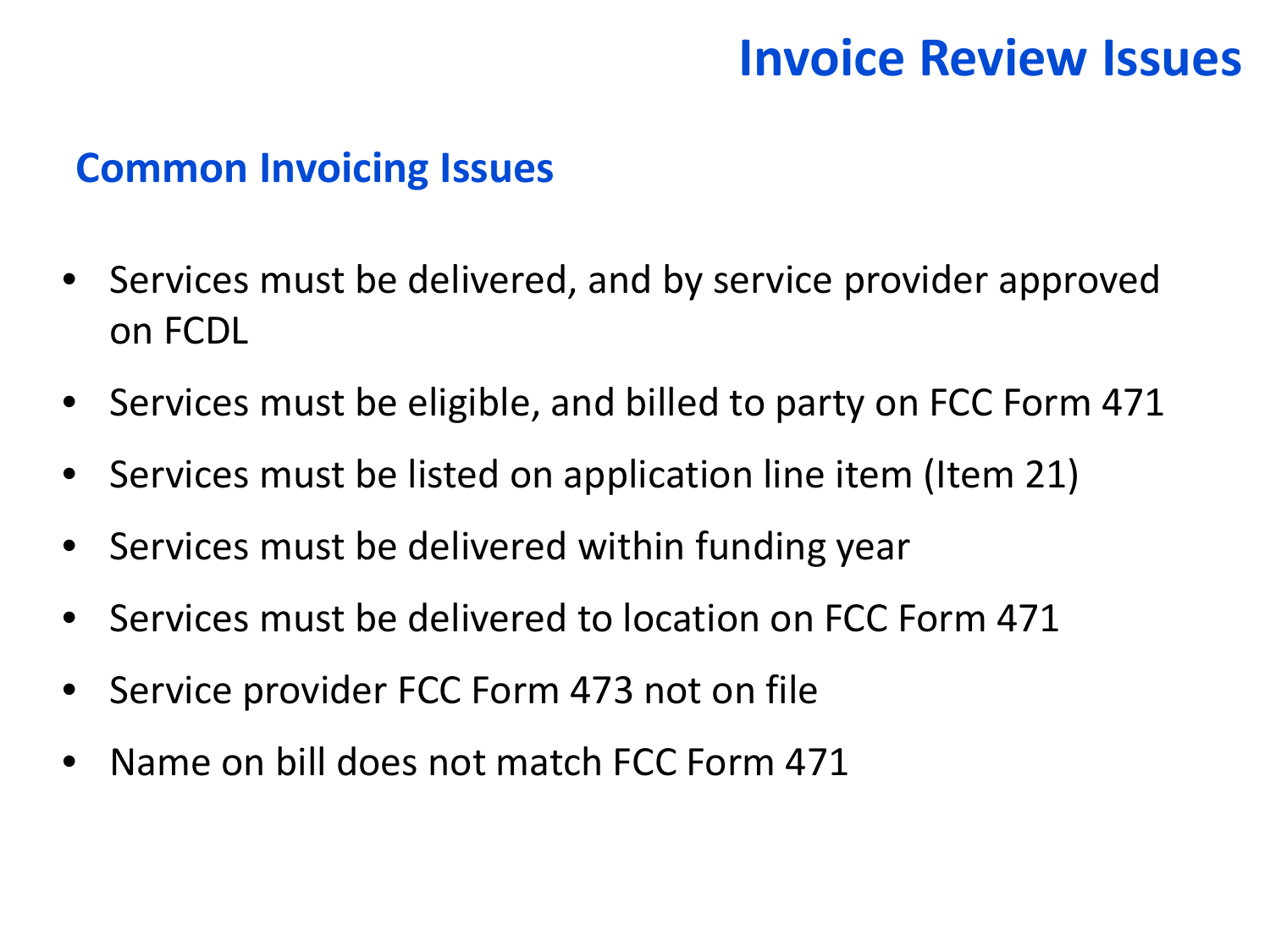# Invoice Review Issues

## Common Invoicing Issues

- Services must be delivered, and by service provider approved on FCDL
- Services must be eligible, and billed to party on FCC Form 471
- Services must be listed on application line item (Item 21)
- Services must be delivered within funding year
- Services must be delivered to location on FCC Form 471
- Service provider FCC Form 473 not on file
- Name on bill does not match FCC Form 471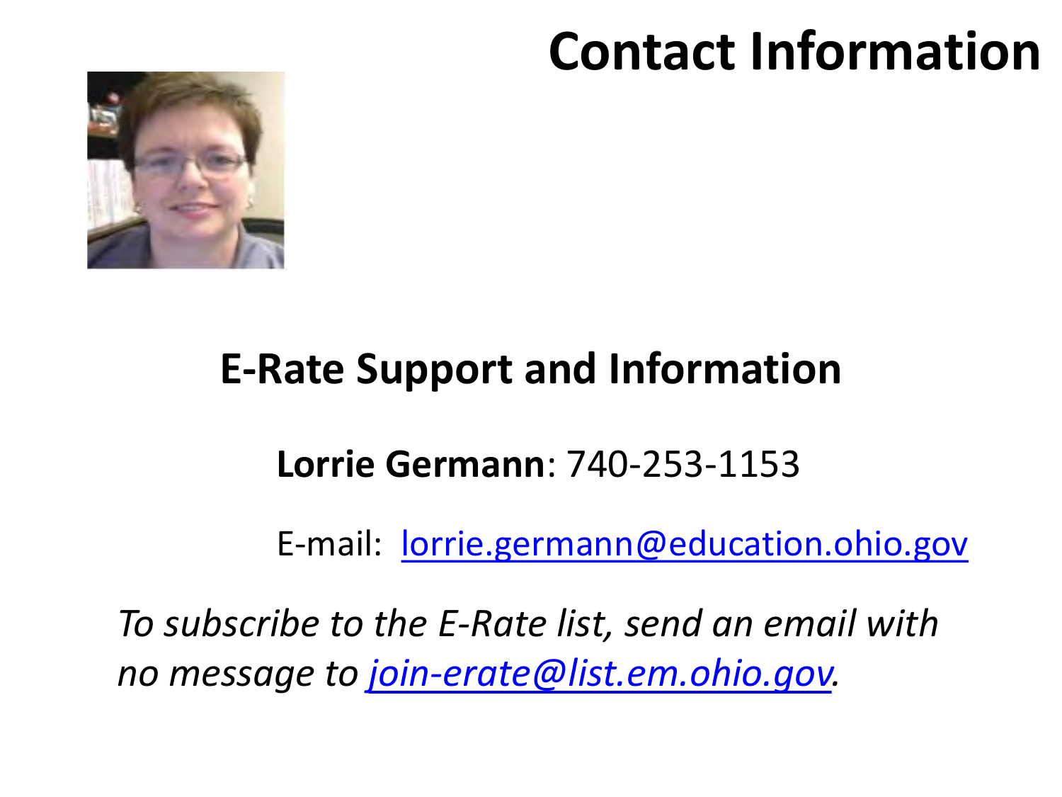# Contact Information

## E-Rate Support and Information

**Lorrie Germann**: 740-253-1153

E-mail: lorrie.germann@education.ohio.gov

*To subscribe to the E-Rate list, send an email with no message to join-erate@list.em.ohio.gov.*